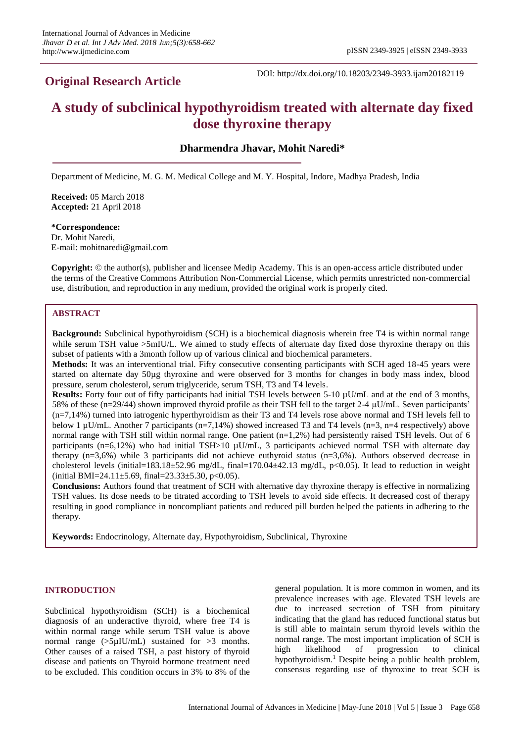**Original Research Article**

DOI: http://dx.doi.org/10.18203/2349-3933.ijam20182119

# A study of subclinical hypothyroidism treated with alternate day fixed dose thyroxine therapy

**Dharmendra Jhavar, Mohit Naredi***

Department of Medicine, M. G. M. Medical College and M. Y. Hospital, Indore, Madhya Pradesh, India

**Received:** 05 March 2018
**Accepted:** 21 April 2018

**\*Correspondence:**
Dr. Mohit Naredi,
E-mail: mohitnaredi@gmail.com

**Copyright:** © the author(s), publisher and licensee Medip Academy. This is an open-access article distributed under the terms of the Creative Commons Attribution Non-Commercial License, which permits unrestricted non-commercial use, distribution, and reproduction in any medium, provided the original work is properly cited.

## ABSTRACT

**Background:** Subclinical hypothyroidism (SCH) is a biochemical diagnosis wherein free T4 is within normal range while serum TSH value >5mIU/L. We aimed to study effects of alternate day fixed dose thyroxine therapy on this subset of patients with a 3month follow up of various clinical and biochemical parameters.

**Methods:** It was an interventional trial. Fifty consecutive consenting participants with SCH aged 18-45 years were started on alternate day 50µg thyroxine and were observed for 3 months for changes in body mass index, blood pressure, serum cholesterol, serum triglyceride, serum TSH, T3 and T4 levels.

**Results:** Forty four out of fifty participants had initial TSH levels between 5-10 µU/mL and at the end of 3 months, 58% of these (n=29/44) shown improved thyroid profile as their TSH fell to the target 2-4 µU/mL. Seven participants' (n=7,14%) turned into iatrogenic hyperthyroidism as their T3 and T4 levels rose above normal and TSH levels fell to below 1 µU/mL. Another 7 participants (n=7,14%) showed increased T3 and T4 levels (n=3, n=4 respectively) above normal range with TSH still within normal range. One patient (n=1,2%) had persistently raised TSH levels. Out of 6 participants (n=6,12%) who had initial TSH>10 µU/mL, 3 participants achieved normal TSH with alternate day therapy (n=3,6%) while 3 participants did not achieve euthyroid status (n=3,6%). Authors observed decrease in cholesterol levels (initial=183.18±52.96 mg/dL, final=170.04±42.13 mg/dL, $p<0.05$). It lead to reduction in weight (initial BMI=24.11±5.69, final=23.33±5.30, $p<0.05$).

**Conclusions:** Authors found that treatment of SCH with alternative day thyroxine therapy is effective in normalizing TSH values. Its dose needs to be titrated according to TSH levels to avoid side effects. It decreased cost of therapy resulting in good compliance in noncompliant patients and reduced pill burden helped the patients in adhering to the therapy.

**Keywords:** Endocrinology, Alternate day, Hypothyroidism, Subclinical, Thyroxine

## INTRODUCTION

Subclinical hypothyroidism (SCH) is a biochemical diagnosis of an underactive thyroid, where free T4 is within normal range while serum TSH value is above normal range (>5µIU/mL) sustained for >3 months. Other causes of a raised TSH, a past history of thyroid disease and patients on Thyroid hormone treatment need to be excluded. This condition occurs in 3% to 8% of the general population. It is more common in women, and its prevalence increases with age. Elevated TSH levels are due to increased secretion of TSH from pituitary indicating that the gland has reduced functional status but is still able to maintain serum thyroid levels within the normal range. The most important implication of SCH is high likelihood of progression to clinical hypothyroidism.[1] Despite being a public health problem, consensus regarding use of thyroxine to treat SCH is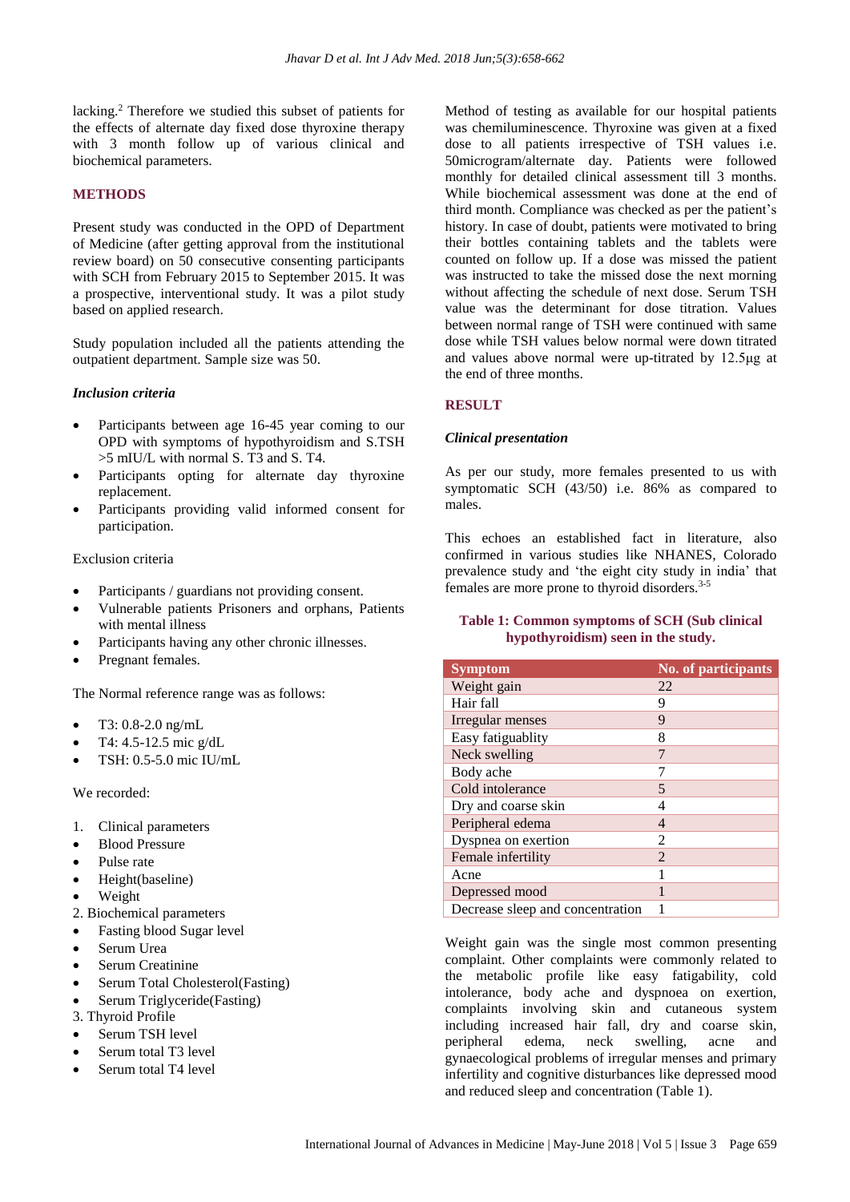lacking.[2] Therefore we studied this subset of patients for the effects of alternate day fixed dose thyroxine therapy with 3 month follow up of various clinical and biochemical parameters.

## METHODS

Present study was conducted in the OPD of Department of Medicine (after getting approval from the institutional review board) on 50 consecutive consenting participants with SCH from February 2015 to September 2015. It was a prospective, interventional study. It was a pilot study based on applied research.

Study population included all the patients attending the outpatient department. Sample size was 50.

### *Inclusion criteria*

- Participants between age 16-45 year coming to our OPD with symptoms of hypothyroidism and S.TSH >5 mIU/L with normal S. T3 and S. T4.
- Participants opting for alternate day thyroxine replacement.
- Participants providing valid informed consent for participation.

Exclusion criteria

- Participants / guardians not providing consent.
- Vulnerable patients Prisoners and orphans, Patients with mental illness
- Participants having any other chronic illnesses.
- Pregnant females.

The Normal reference range was as follows:

- T3: 0.8-2.0 ng/mL
- T4: 4.5-12.5 mic g/dL
- TSH: 0.5-5.0 mic IU/mL

We recorded:

1. Clinical parameters
- Blood Pressure
- Pulse rate
- Height(baseline)
- Weight

2. Biochemical parameters
- Fasting blood Sugar level
- Serum Urea
- Serum Creatinine
- Serum Total Cholesterol(Fasting)
- Serum Triglyceride(Fasting)

3. Thyroid Profile
- Serum TSH level
- Serum total T3 level
- Serum total T4 level

Method of testing as available for our hospital patients was chemiluminescence. Thyroxine was given at a fixed dose to all patients irrespective of TSH values i.e. 50microgram/alternate day. Patients were followed monthly for detailed clinical assessment till 3 months. While biochemical assessment was done at the end of third month. Compliance was checked as per the patient's history. In case of doubt, patients were motivated to bring their bottles containing tablets and the tablets were counted on follow up. If a dose was missed the patient was instructed to take the missed dose the next morning without affecting the schedule of next dose. Serum TSH value was the determinant for dose titration. Values between normal range of TSH were continued with same dose while TSH values below normal were down titrated and values above normal were up-titrated by 12.5μg at the end of three months.

## RESULT

### *Clinical presentation*

As per our study, more females presented to us with symptomatic SCH (43/50) i.e. 86% as compared to males.

This echoes an established fact in literature, also confirmed in various studies like NHANES, Colorado prevalence study and 'the eight city study in india' that females are more prone to thyroid disorders.[3-5]

**Table 1: Common symptoms of SCH (Sub clinical hypothyroidism) seen in the study.**

| Symptom | No. of participants |
|---|---|
| Weight gain | 22 |
| Hair fall | 9 |
| Irregular menses | 9 |
| Easy fatiguablity | 8 |
| Neck swelling | 7 |
| Body ache | 7 |
| Cold intolerance | 5 |
| Dry and coarse skin | 4 |
| Peripheral edema | 4 |
| Dyspnea on exertion | 2 |
| Female infertility | 2 |
| Acne | 1 |
| Depressed mood | 1 |
| Decrease sleep and concentration | 1 |

Weight gain was the single most common presenting complaint. Other complaints were commonly related to the metabolic profile like easy fatigability, cold intolerance, body ache and dyspnoea on exertion, complaints involving skin and cutaneous system including increased hair fall, dry and coarse skin, peripheral edema, neck swelling, acne and gynaecological problems of irregular menses and primary infertility and cognitive disturbances like depressed mood and reduced sleep and concentration (Table 1).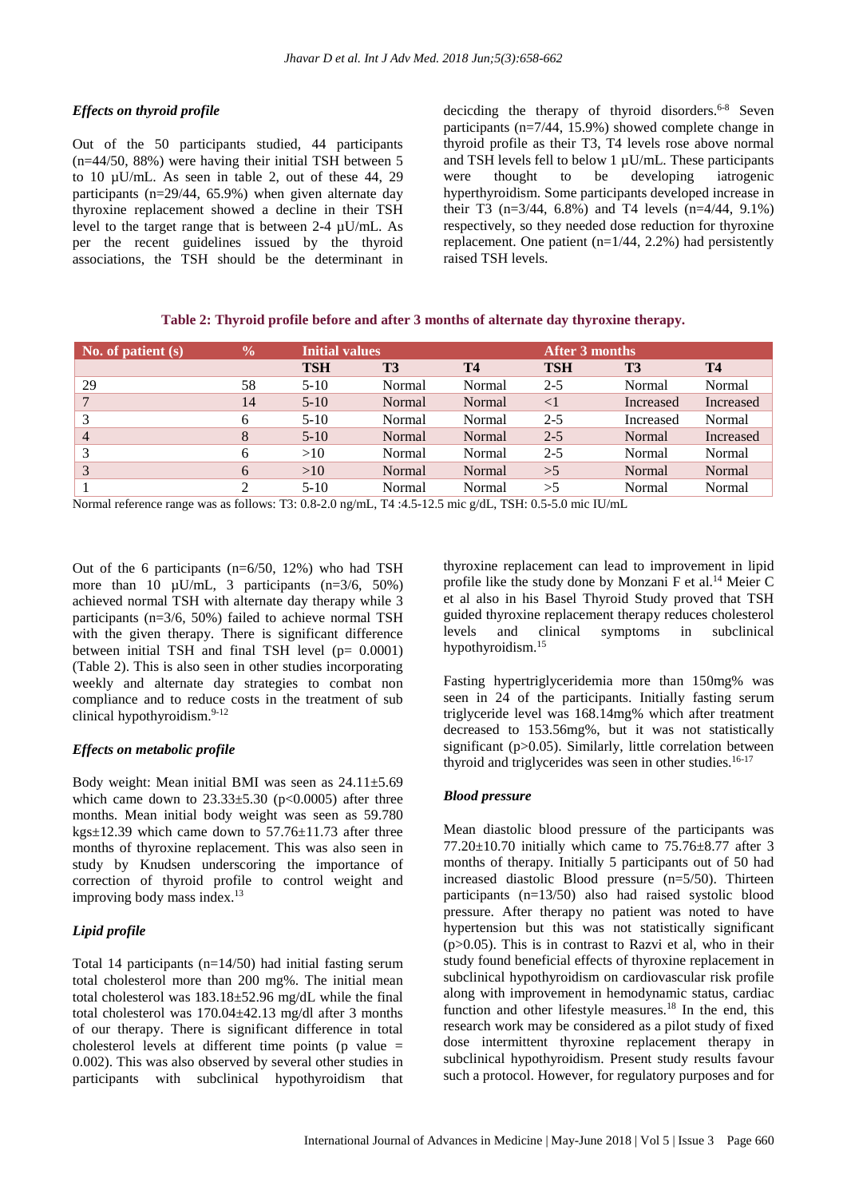### *Effects on thyroid profile*

Out of the 50 participants studied, 44 participants (n=44/50, 88%) were having their initial TSH between 5 to 10 µU/mL. As seen in table 2, out of these 44, 29 participants (n=29/44, 65.9%) when given alternate day thyroxine replacement showed a decline in their TSH level to the target range that is between 2-4 µU/mL. As per the recent guidelines issued by the thyroid associations, the TSH should be the determinant in decicding the therapy of thyroid disorders.[6-8] Seven participants (n=7/44, 15.9%) showed complete change in thyroid profile as their T3, T4 levels rose above normal and TSH levels fell to below 1 µU/mL. These participants were thought to be developing iatrogenic hyperthyroidism. Some participants developed increase in their T3 (n=3/44, 6.8%) and T4 levels (n=4/44, 9.1%) respectively, so they needed dose reduction for thyroxine replacement. One patient (n=1/44, 2.2%) had persistently raised TSH levels.

**Table 2: Thyroid profile before and after 3 months of alternate day thyroxine therapy.**

| No. of patient (s) | % | Initial values | | | After 3 months | | |
|---|---|---|---|---|---|---|---|
| | | TSH | T3 | T4 | TSH | T3 | T4 |
| 29 | 58 | 5-10 | Normal | Normal | 2-5 | Normal | Normal |
| 7 | 14 | 5-10 | Normal | Normal | <1 | Increased | Increased |
| 3 | 6 | 5-10 | Normal | Normal | 2-5 | Increased | Normal |
| 4 | 8 | 5-10 | Normal | Normal | 2-5 | Normal | Increased |
| 3 | 6 | >10 | Normal | Normal | 2-5 | Normal | Normal |
| 3 | 6 | >10 | Normal | Normal | >5 | Normal | Normal |
| 1 | 2 | 5-10 | Normal | Normal | >5 | Normal | Normal |

Normal reference range was as follows: T3: 0.8-2.0 ng/mL, T4 :4.5-12.5 mic g/dL, TSH: 0.5-5.0 mic IU/mL

Out of the 6 participants (n=6/50, 12%) who had TSH more than 10 µU/mL, 3 participants (n=3/6, 50%) achieved normal TSH with alternate day therapy while 3 participants (n=3/6, 50%) failed to achieve normal TSH with the given therapy. There is significant difference between initial TSH and final TSH level (p= 0.0001) (Table 2). This is also seen in other studies incorporating weekly and alternate day strategies to combat non compliance and to reduce costs in the treatment of sub clinical hypothyroidism.[9-12]

### *Effects on metabolic profile*

Body weight: Mean initial BMI was seen as 24.11±5.69 which came down to 23.33±5.30 (p<0.0005) after three months. Mean initial body weight was seen as 59.780 kgs±12.39 which came down to 57.76±11.73 after three months of thyroxine replacement. This was also seen in study by Knudsen underscoring the importance of correction of thyroid profile to control weight and improving body mass index.[13]

### *Lipid profile*

Total 14 participants (n=14/50) had initial fasting serum total cholesterol more than 200 mg%. The initial mean total cholesterol was 183.18±52.96 mg/dL while the final total cholesterol was 170.04±42.13 mg/dl after 3 months of our therapy. There is significant difference in total cholesterol levels at different time points (p value = 0.002). This was also observed by several other studies in participants with subclinical hypothyroidism that thyroxine replacement can lead to improvement in lipid profile like the study done by Monzani F et al.[14] Meier C et al also in his Basel Thyroid Study proved that TSH guided thyroxine replacement therapy reduces cholesterol levels and clinical symptoms in subclinical hypothyroidism.[15]

Fasting hypertriglyceridemia more than 150mg% was seen in 24 of the participants. Initially fasting serum triglyceride level was 168.14mg% which after treatment decreased to 153.56mg%, but it was not statistically significant (p>0.05). Similarly, little correlation between thyroid and triglycerides was seen in other studies.[16-17]

### *Blood pressure*

Mean diastolic blood pressure of the participants was 77.20±10.70 initially which came to 75.76±8.77 after 3 months of therapy. Initially 5 participants out of 50 had increased diastolic Blood pressure (n=5/50). Thirteen participants (n=13/50) also had raised systolic blood pressure. After therapy no patient was noted to have hypertension but this was not statistically significant (p>0.05). This is in contrast to Razvi et al, who in their study found beneficial effects of thyroxine replacement in subclinical hypothyroidism on cardiovascular risk profile along with improvement in hemodynamic status, cardiac function and other lifestyle measures.[18] In the end, this research work may be considered as a pilot study of fixed dose intermittent thyroxine replacement therapy in subclinical hypothyroidism. Present study results favour such a protocol. However, for regulatory purposes and for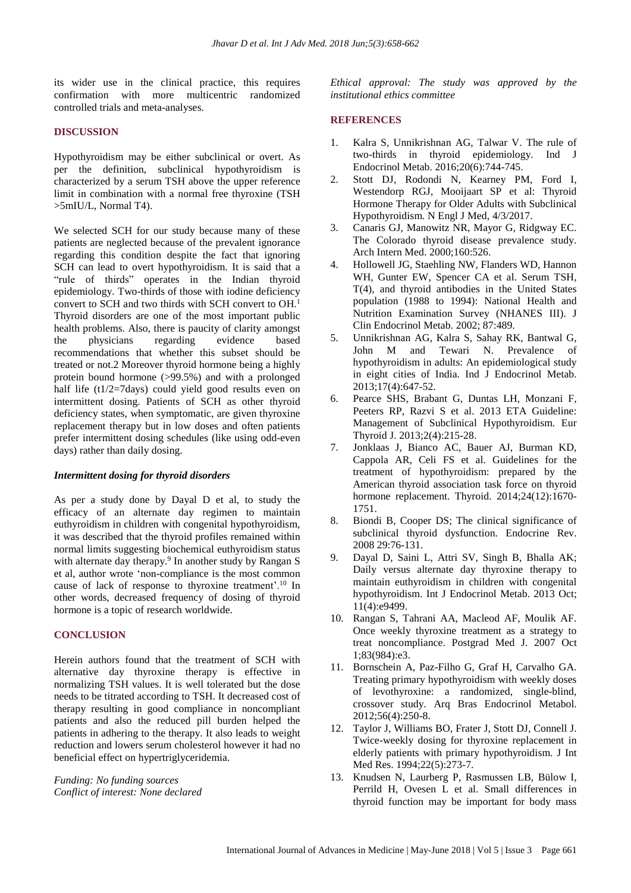its wider use in the clinical practice, this requires confirmation with more multicentric randomized controlled trials and meta-analyses.

## DISCUSSION

Hypothyroidism may be either subclinical or overt. As per the definition, subclinical hypothyroidism is characterized by a serum TSH above the upper reference limit in combination with a normal free thyroxine (TSH >5mIU/L, Normal T4).

We selected SCH for our study because many of these patients are neglected because of the prevalent ignorance regarding this condition despite the fact that ignoring SCH can lead to overt hypothyroidism. It is said that a "rule of thirds" operates in the Indian thyroid epidemiology. Two-thirds of those with iodine deficiency convert to SCH and two thirds with SCH convert to OH.[1] Thyroid disorders are one of the most important public health problems. Also, there is paucity of clarity amongst the physicians regarding evidence based recommendations that whether this subset should be treated or not.2 Moreover thyroid hormone being a highly protein bound hormone (>99.5%) and with a prolonged half life ($t1/2$=7days) could yield good results even on intermittent dosing. Patients of SCH as other thyroid deficiency states, when symptomatic, are given thyroxine replacement therapy but in low doses and often patients prefer intermittent dosing schedules (like using odd-even days) rather than daily dosing.

### *Intermittent dosing for thyroid disorders*

As per a study done by Dayal D et al, to study the efficacy of an alternate day regimen to maintain euthyroidism in children with congenital hypothyroidism, it was described that the thyroid profiles remained within normal limits suggesting biochemical euthyroidism status with alternate day therapy.[9] In another study by Rangan S et al, author wrote 'non-compliance is the most common cause of lack of response to thyroxine treatment'.[10] In other words, decreased frequency of dosing of thyroid hormone is a topic of research worldwide.

## CONCLUSION

Herein authors found that the treatment of SCH with alternative day thyroxine therapy is effective in normalizing TSH values. It is well tolerated but the dose needs to be titrated according to TSH. It decreased cost of therapy resulting in good compliance in noncompliant patients and also the reduced pill burden helped the patients in adhering to the therapy. It also leads to weight reduction and lowers serum cholesterol however it had no beneficial effect on hypertriglyceridemia.

*Funding: No funding sources*
*Conflict of interest: None declared*
*Ethical approval: The study was approved by the institutional ethics committee*

## REFERENCES

1. Kalra S, Unnikrishnan AG, Talwar V. The rule of two-thirds in thyroid epidemiology. Ind J Endocrinol Metab. 2016;20(6):744-745.
2. Stott DJ, Rodondi N, Kearney PM, Ford I, Westendorp RGJ, Mooijaart SP et al: Thyroid Hormone Therapy for Older Adults with Subclinical Hypothyroidism. N Engl J Med, 4/3/2017.
3. Canaris GJ, Manowitz NR, Mayor G, Ridgway EC. The Colorado thyroid disease prevalence study. Arch Intern Med. 2000;160:526.
4. Hollowell JG, Staehling NW, Flanders WD, Hannon WH, Gunter EW, Spencer CA et al. Serum TSH, T(4), and thyroid antibodies in the United States population (1988 to 1994): National Health and Nutrition Examination Survey (NHANES III). J Clin Endocrinol Metab. 2002; 87:489.
5. Unnikrishnan AG, Kalra S, Sahay RK, Bantwal G, John M and Tewari N. Prevalence of hypothyroidism in adults: An epidemiological study in eight cities of India. Ind J Endocrinol Metab. 2013;17(4):647-52.
6. Pearce SHS, Brabant G, Duntas LH, Monzani F, Peeters RP, Razvi S et al. 2013 ETA Guideline: Management of Subclinical Hypothyroidism. Eur Thyroid J. 2013;2(4):215-28.
7. Jonklaas J, Bianco AC, Bauer AJ, Burman KD, Cappola AR, Celi FS et al. Guidelines for the treatment of hypothyroidism: prepared by the American thyroid association task force on thyroid hormone replacement. Thyroid. 2014;24(12):1670-1751.
8. Biondi B, Cooper DS; The clinical significance of subclinical thyroid dysfunction. Endocrine Rev. 2008 29:76-131.
9. Dayal D, Saini L, Attri SV, Singh B, Bhalla AK; Daily versus alternate day thyroxine therapy to maintain euthyroidism in children with congenital hypothyroidism. Int J Endocrinol Metab. 2013 Oct; 11(4):e9499.
10. Rangan S, Tahrani AA, Macleod AF, Moulik AF. Once weekly thyroxine treatment as a strategy to treat noncompliance. Postgrad Med J. 2007 Oct 1;83(984):e3.
11. Bornschein A, Paz-Filho G, Graf H, Carvalho GA. Treating primary hypothyroidism with weekly doses of levothyroxine: a randomized, single-blind, crossover study. Arq Bras Endocrinol Metabol. 2012;56(4):250-8.
12. Taylor J, Williams BO, Frater J, Stott DJ, Connell J. Twice-weekly dosing for thyroxine replacement in elderly patients with primary hypothyroidism. J Int Med Res. 1994;22(5):273-7.
13. Knudsen N, Laurberg P, Rasmussen LB, Bülow I, Perrild H, Ovesen L et al. Small differences in thyroid function may be important for body mass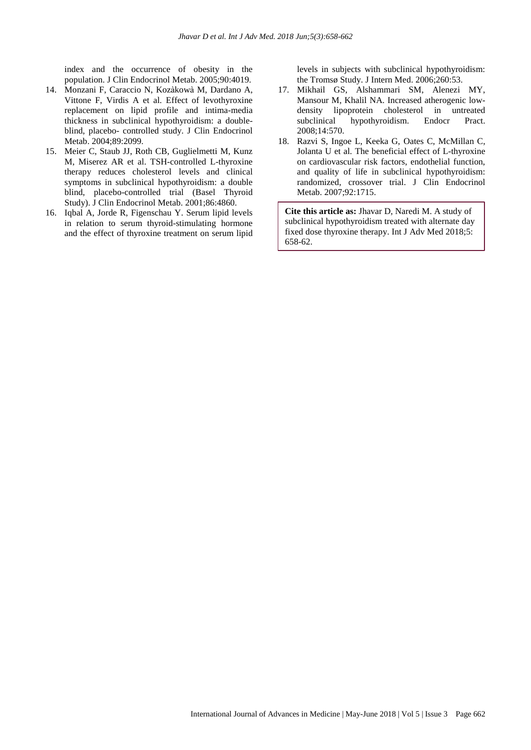index and the occurrence of obesity in the population. J Clin Endocrinol Metab. 2005;90:4019.

14. Monzani F, Caraccio N, Kozàkowà M, Dardano A, Vittone F, Virdis A et al. Effect of levothyroxine replacement on lipid profile and intima-media thickness in subclinical hypothyroidism: a double-blind, placebo- controlled study. J Clin Endocrinol Metab. 2004;89:2099.
15. Meier C, Staub JJ, Roth CB, Guglielmetti M, Kunz M, Miserez AR et al. TSH-controlled L-thyroxine therapy reduces cholesterol levels and clinical symptoms in subclinical hypothyroidism: a double blind, placebo-controlled trial (Basel Thyroid Study). J Clin Endocrinol Metab. 2001;86:4860.
16. Iqbal A, Jorde R, Figenschau Y. Serum lipid levels in relation to serum thyroid-stimulating hormone and the effect of thyroxine treatment on serum lipid levels in subjects with subclinical hypothyroidism: the Tromsø Study. J Intern Med. 2006;260:53.
17. Mikhail GS, Alshammari SM, Alenezi MY, Mansour M, Khalil NA. Increased atherogenic low-density lipoprotein cholesterol in untreated subclinical hypothyroidism. Endocr Pract. 2008;14:570.
18. Razvi S, Ingoe L, Keeka G, Oates C, McMillan C, Jolanta U et al. The beneficial effect of L-thyroxine on cardiovascular risk factors, endothelial function, and quality of life in subclinical hypothyroidism: randomized, crossover trial. J Clin Endocrinol Metab. 2007;92:1715.

**Cite this article as:** Jhavar D, Naredi M. A study of subclinical hypothyroidism treated with alternate day fixed dose thyroxine therapy. Int J Adv Med 2018;5: 658-62.